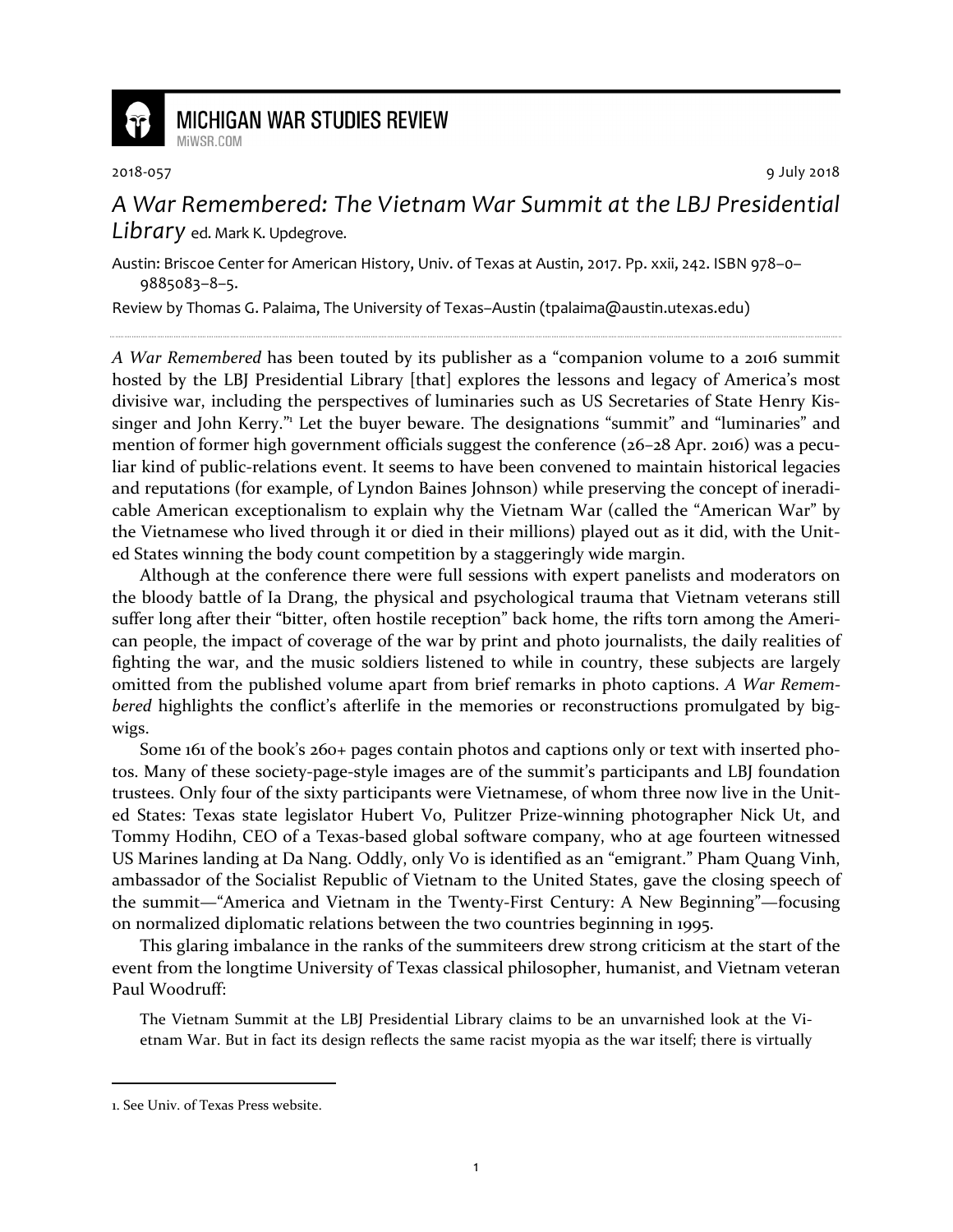**MICHIGAN WAR STUDIES REVIEW**
MiWSR.COM

2018-057 — 9 July 2018

# *A War Remembered: The Vietnam War Summit at the LBJ Presidential Library* ed. Mark K. Updegrove.

Austin: Briscoe Center for American History, Univ. of Texas at Austin, 2017. Pp. xxii, 242. ISBN 978–0–9885083–8–5.

Review by Thomas G. Palaima, The University of Texas–Austin (tpalaima@austin.utexas.edu)

---

*A War Remembered* has been touted by its publisher as a "companion volume to a 2016 summit hosted by the LBJ Presidential Library [that] explores the lessons and legacy of America's most divisive war, including the perspectives of luminaries such as US Secretaries of State Henry Kissinger and John Kerry."[1] Let the buyer beware. The designations "summit" and "luminaries" and mention of former high government officials suggest the conference (26–28 Apr. 2016) was a peculiar kind of public-relations event. It seems to have been convened to maintain historical legacies and reputations (for example, of Lyndon Baines Johnson) while preserving the concept of ineradicable American exceptionalism to explain why the Vietnam War (called the "American War" by the Vietnamese who lived through it or died in their millions) played out as it did, with the United States winning the body count competition by a staggeringly wide margin.

Although at the conference there were full sessions with expert panelists and moderators on the bloody battle of Ia Drang, the physical and psychological trauma that Vietnam veterans still suffer long after their "bitter, often hostile reception" back home, the rifts torn among the American people, the impact of coverage of the war by print and photo journalists, the daily realities of fighting the war, and the music soldiers listened to while in country, these subjects are largely omitted from the published volume apart from brief remarks in photo captions. *A War Remembered* highlights the conflict's afterlife in the memories or reconstructions promulgated by bigwigs.

Some 161 of the book's 260+ pages contain photos and captions only or text with inserted photos. Many of these society-page-style images are of the summit's participants and LBJ foundation trustees. Only four of the sixty participants were Vietnamese, of whom three now live in the United States: Texas state legislator Hubert Vo, Pulitzer Prize-winning photographer Nick Ut, and Tommy Hodihn, CEO of a Texas-based global software company, who at age fourteen witnessed US Marines landing at Da Nang. Oddly, only Vo is identified as an "emigrant." Pham Quang Vinh, ambassador of the Socialist Republic of Vietnam to the United States, gave the closing speech of the summit—"America and Vietnam in the Twenty-First Century: A New Beginning"—focusing on normalized diplomatic relations between the two countries beginning in 1995.

This glaring imbalance in the ranks of the summiteers drew strong criticism at the start of the event from the longtime University of Texas classical philosopher, humanist, and Vietnam veteran Paul Woodruff:

> The Vietnam Summit at the LBJ Presidential Library claims to be an unvarnished look at the Vietnam War. But in fact its design reflects the same racist myopia as the war itself; there is virtually

---

1. See Univ. of Texas Press website.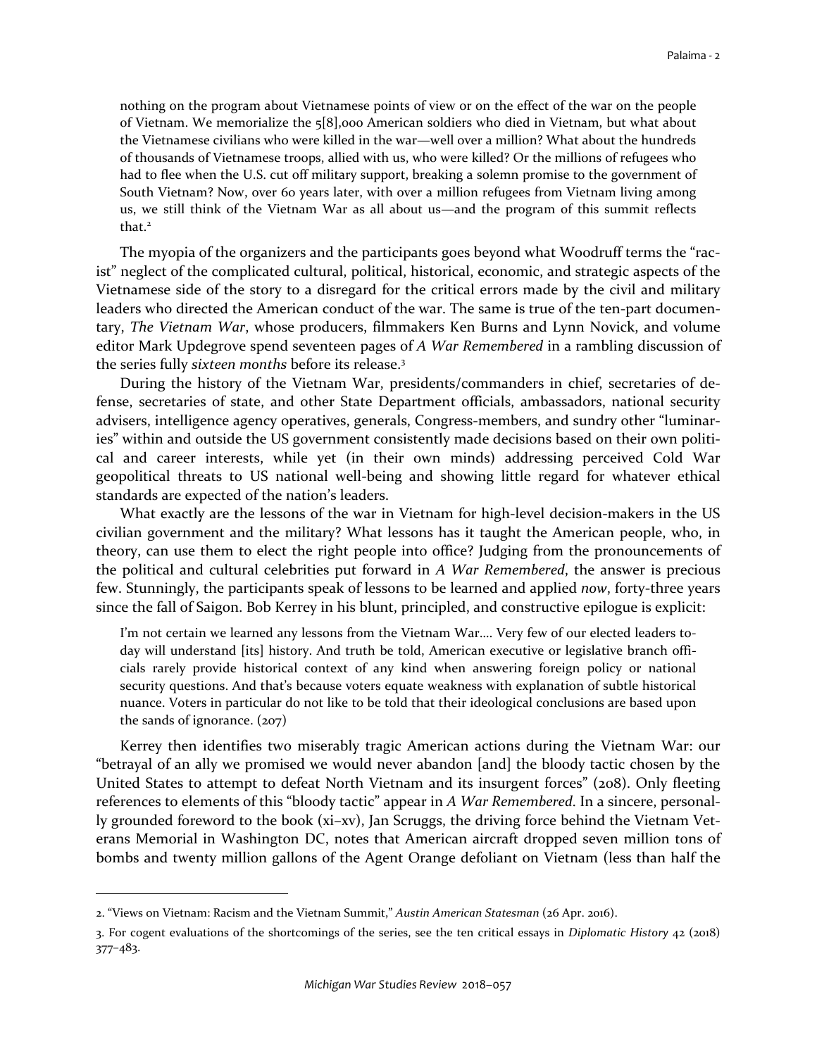> nothing on the program about Vietnamese points of view or on the effect of the war on the people of Vietnam. We memorialize the 5[8],000 American soldiers who died in Vietnam, but what about the Vietnamese civilians who were killed in the war—well over a million? What about the hundreds of thousands of Vietnamese troops, allied with us, who were killed? Or the millions of refugees who had to flee when the U.S. cut off military support, breaking a solemn promise to the government of South Vietnam? Now, over 60 years later, with over a million refugees from Vietnam living among us, we still think of the Vietnam War as all about us—and the program of this summit reflects that.[2]

The myopia of the organizers and the participants goes beyond what Woodruff terms the "racist" neglect of the complicated cultural, political, historical, economic, and strategic aspects of the Vietnamese side of the story to a disregard for the critical errors made by the civil and military leaders who directed the American conduct of the war. The same is true of the ten-part documentary, *The Vietnam War*, whose producers, filmmakers Ken Burns and Lynn Novick, and volume editor Mark Updegrove spend seventeen pages of *A War Remembered* in a rambling discussion of the series fully *sixteen months* before its release.[3]

During the history of the Vietnam War, presidents/commanders in chief, secretaries of defense, secretaries of state, and other State Department officials, ambassadors, national security advisers, intelligence agency operatives, generals, Congress-members, and sundry other "luminaries" within and outside the US government consistently made decisions based on their own political and career interests, while yet (in their own minds) addressing perceived Cold War geopolitical threats to US national well-being and showing little regard for whatever ethical standards are expected of the nation's leaders.

What exactly are the lessons of the war in Vietnam for high-level decision-makers in the US civilian government and the military? What lessons has it taught the American people, who, in theory, can use them to elect the right people into office? Judging from the pronouncements of the political and cultural celebrities put forward in *A War Remembered*, the answer is precious few. Stunningly, the participants speak of lessons to be learned and applied *now*, forty-three years since the fall of Saigon. Bob Kerrey in his blunt, principled, and constructive epilogue is explicit:

> I'm not certain we learned any lessons from the Vietnam War.... Very few of our elected leaders today will understand [its] history. And truth be told, American executive or legislative branch officials rarely provide historical context of any kind when answering foreign policy or national security questions. And that's because voters equate weakness with explanation of subtle historical nuance. Voters in particular do not like to be told that their ideological conclusions are based upon the sands of ignorance. (207)

Kerrey then identifies two miserably tragic American actions during the Vietnam War: our "betrayal of an ally we promised we would never abandon [and] the bloody tactic chosen by the United States to attempt to defeat North Vietnam and its insurgent forces" (208). Only fleeting references to elements of this "bloody tactic" appear in *A War Remembered*. In a sincere, personally grounded foreword to the book (xi–xv), Jan Scruggs, the driving force behind the Vietnam Veterans Memorial in Washington DC, notes that American aircraft dropped seven million tons of bombs and twenty million gallons of the Agent Orange defoliant on Vietnam (less than half the

---

2. "Views on Vietnam: Racism and the Vietnam Summit," *Austin American Statesman* (26 Apr. 2016).

3. For cogent evaluations of the shortcomings of the series, see the ten critical essays in *Diplomatic History* 42 (2018) 377–483.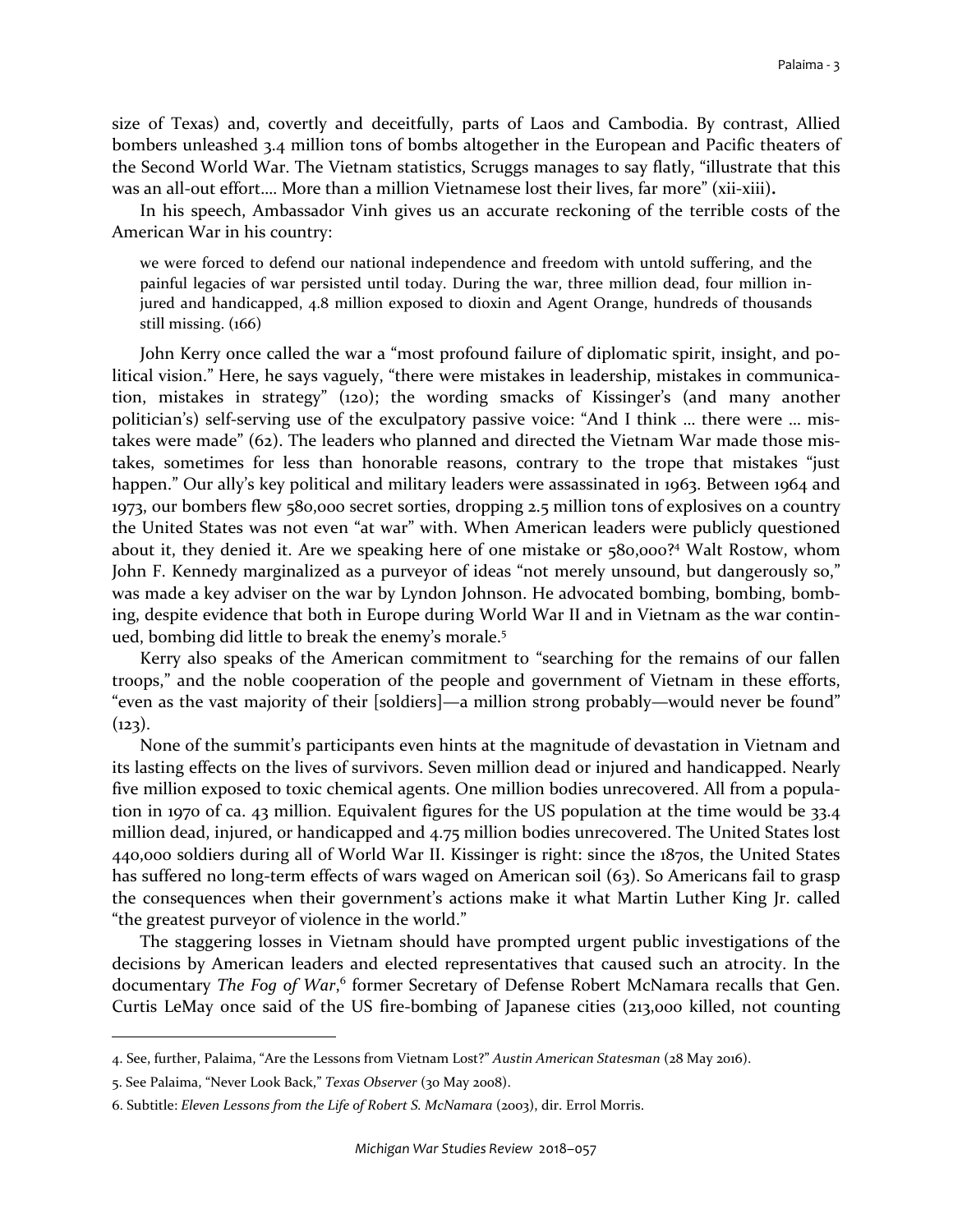size of Texas) and, covertly and deceitfully, parts of Laos and Cambodia. By contrast, Allied bombers unleashed 3.4 million tons of bombs altogether in the European and Pacific theaters of the Second World War. The Vietnam statistics, Scruggs manages to say flatly, "illustrate that this was an all-out effort.... More than a million Vietnamese lost their lives, far more" (xii-xiii).

In his speech, Ambassador Vinh gives us an accurate reckoning of the terrible costs of the American War in his country:

> we were forced to defend our national independence and freedom with untold suffering, and the painful legacies of war persisted until today. During the war, three million dead, four million injured and handicapped, 4.8 million exposed to dioxin and Agent Orange, hundreds of thousands still missing. (166)

John Kerry once called the war a "most profound failure of diplomatic spirit, insight, and political vision." Here, he says vaguely, "there were mistakes in leadership, mistakes in communication, mistakes in strategy" (120); the wording smacks of Kissinger's (and many another politician's) self-serving use of the exculpatory passive voice: "And I think … there were … mistakes were made" (62). The leaders who planned and directed the Vietnam War made those mistakes, sometimes for less than honorable reasons, contrary to the trope that mistakes "just happen." Our ally's key political and military leaders were assassinated in 1963. Between 1964 and 1973, our bombers flew 580,000 secret sorties, dropping 2.5 million tons of explosives on a country the United States was not even "at war" with. When American leaders were publicly questioned about it, they denied it. Are we speaking here of one mistake or 580,000?[4] Walt Rostow, whom John F. Kennedy marginalized as a purveyor of ideas "not merely unsound, but dangerously so," was made a key adviser on the war by Lyndon Johnson. He advocated bombing, bombing, bombing, despite evidence that both in Europe during World War II and in Vietnam as the war continued, bombing did little to break the enemy's morale.[5]

Kerry also speaks of the American commitment to "searching for the remains of our fallen troops," and the noble cooperation of the people and government of Vietnam in these efforts, "even as the vast majority of their [soldiers]—a million strong probably—would never be found" (123).

None of the summit's participants even hints at the magnitude of devastation in Vietnam and its lasting effects on the lives of survivors. Seven million dead or injured and handicapped. Nearly five million exposed to toxic chemical agents. One million bodies unrecovered. All from a population in 1970 of ca. 43 million. Equivalent figures for the US population at the time would be 33.4 million dead, injured, or handicapped and 4.75 million bodies unrecovered. The United States lost 440,000 soldiers during all of World War II. Kissinger is right: since the 1870s, the United States has suffered no long-term effects of wars waged on American soil (63). So Americans fail to grasp the consequences when their government's actions make it what Martin Luther King Jr. called "the greatest purveyor of violence in the world."

The staggering losses in Vietnam should have prompted urgent public investigations of the decisions by American leaders and elected representatives that caused such an atrocity. In the documentary *The Fog of War*,[6] former Secretary of Defense Robert McNamara recalls that Gen. Curtis LeMay once said of the US fire-bombing of Japanese cities (213,000 killed, not counting

---

4. See, further, Palaima, "Are the Lessons from Vietnam Lost?" *Austin American Statesman* (28 May 2016).

5. See Palaima, "Never Look Back," *Texas Observer* (30 May 2008).

6. Subtitle: *Eleven Lessons from the Life of Robert S. McNamara* (2003), dir. Errol Morris.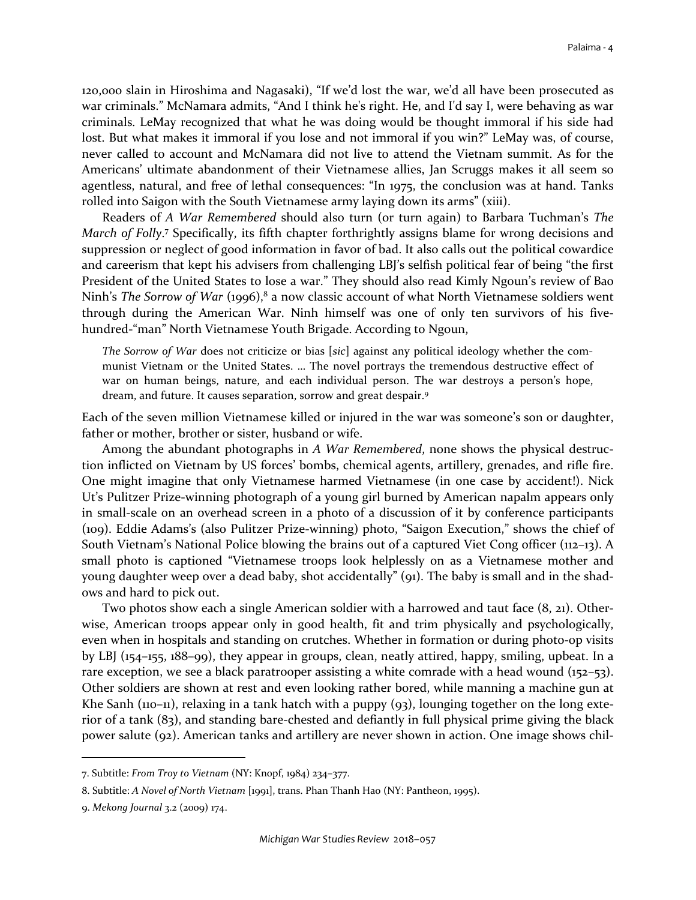120,000 slain in Hiroshima and Nagasaki), "If we'd lost the war, we'd all have been prosecuted as war criminals." McNamara admits, "And I think he's right. He, and I'd say I, were behaving as war criminals. LeMay recognized that what he was doing would be thought immoral if his side had lost. But what makes it immoral if you lose and not immoral if you win?" LeMay was, of course, never called to account and McNamara did not live to attend the Vietnam summit. As for the Americans' ultimate abandonment of their Vietnamese allies, Jan Scruggs makes it all seem so agentless, natural, and free of lethal consequences: "In 1975, the conclusion was at hand. Tanks rolled into Saigon with the South Vietnamese army laying down its arms" (xiii).

Readers of *A War Remembered* should also turn (or turn again) to Barbara Tuchman's *The March of Folly*.[7] Specifically, its fifth chapter forthrightly assigns blame for wrong decisions and suppression or neglect of good information in favor of bad. It also calls out the political cowardice and careerism that kept his advisers from challenging LBJ's selfish political fear of being "the first President of the United States to lose a war." They should also read Kimly Ngoun's review of Bao Ninh's *The Sorrow of War* (1996),[8] a now classic account of what North Vietnamese soldiers went through during the American War. Ninh himself was one of only ten survivors of his five-hundred-"man" North Vietnamese Youth Brigade. According to Ngoun,

> *The Sorrow of War* does not criticize or bias [*sic*] against any political ideology whether the communist Vietnam or the United States. … The novel portrays the tremendous destructive effect of war on human beings, nature, and each individual person. The war destroys a person's hope, dream, and future. It causes separation, sorrow and great despair.[9]

Each of the seven million Vietnamese killed or injured in the war was someone's son or daughter, father or mother, brother or sister, husband or wife.

Among the abundant photographs in *A War Remembered*, none shows the physical destruction inflicted on Vietnam by US forces' bombs, chemical agents, artillery, grenades, and rifle fire. One might imagine that only Vietnamese harmed Vietnamese (in one case by accident!). Nick Ut's Pulitzer Prize-winning photograph of a young girl burned by American napalm appears only in small-scale on an overhead screen in a photo of a discussion of it by conference participants (109). Eddie Adams's (also Pulitzer Prize-winning) photo, "Saigon Execution," shows the chief of South Vietnam's National Police blowing the brains out of a captured Viet Cong officer (112–13). A small photo is captioned "Vietnamese troops look helplessly on as a Vietnamese mother and young daughter weep over a dead baby, shot accidentally" (91). The baby is small and in the shadows and hard to pick out.

Two photos show each a single American soldier with a harrowed and taut face (8, 21). Otherwise, American troops appear only in good health, fit and trim physically and psychologically, even when in hospitals and standing on crutches. Whether in formation or during photo-op visits by LBJ (154–155, 188–99), they appear in groups, clean, neatly attired, happy, smiling, upbeat. In a rare exception, we see a black paratrooper assisting a white comrade with a head wound (152–53). Other soldiers are shown at rest and even looking rather bored, while manning a machine gun at Khe Sanh (110–11), relaxing in a tank hatch with a puppy (93), lounging together on the long exterior of a tank (83), and standing bare-chested and defiantly in full physical prime giving the black power salute (92). American tanks and artillery are never shown in action. One image shows chil-

---

7. Subtitle: *From Troy to Vietnam* (NY: Knopf, 1984) 234–377.

8. Subtitle: *A Novel of North Vietnam* [1991], trans. Phan Thanh Hao (NY: Pantheon, 1995).

9. *Mekong Journal* 3.2 (2009) 174.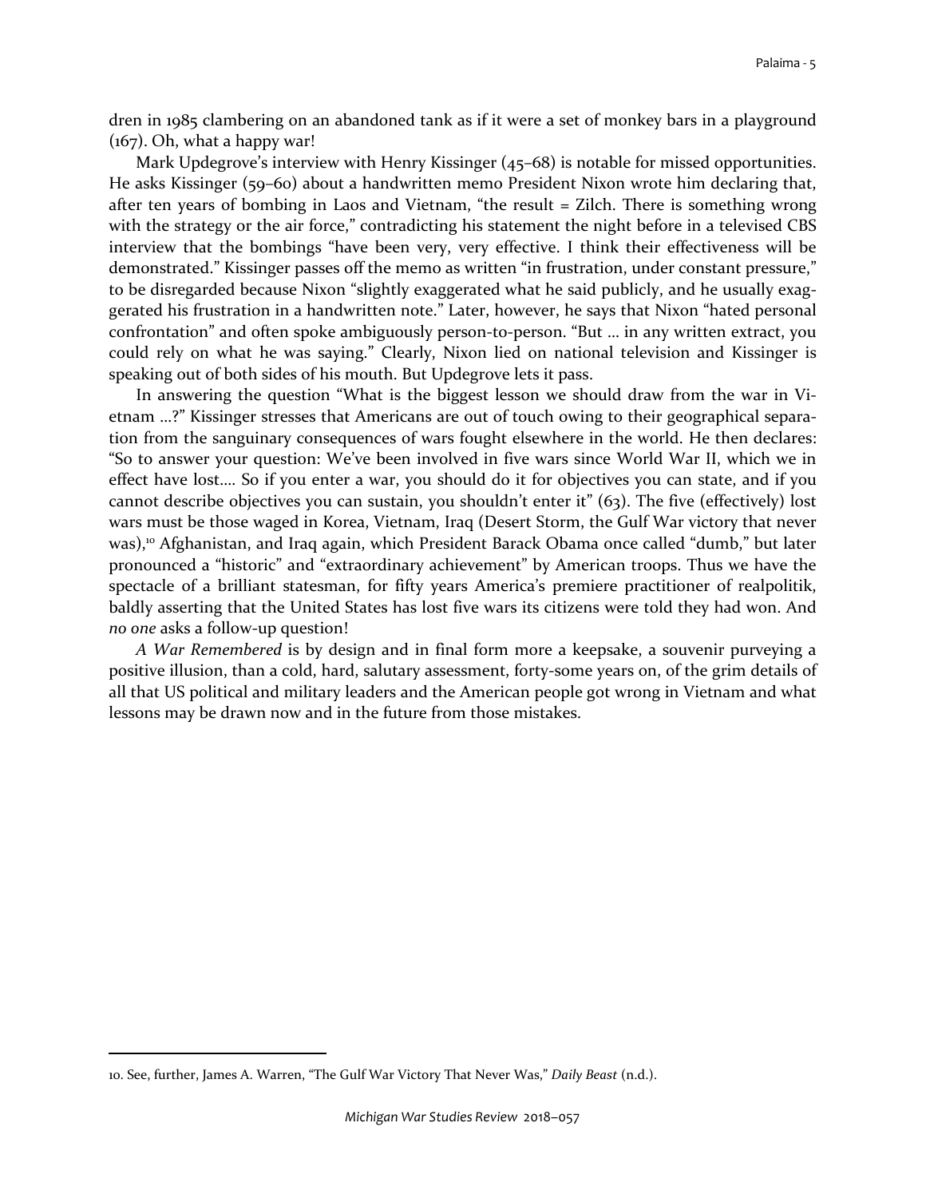dren in 1985 clambering on an abandoned tank as if it were a set of monkey bars in a playground (167). Oh, what a happy war!

Mark Updegrove's interview with Henry Kissinger (45–68) is notable for missed opportunities. He asks Kissinger (59–60) about a handwritten memo President Nixon wrote him declaring that, after ten years of bombing in Laos and Vietnam, "the result = Zilch. There is something wrong with the strategy or the air force," contradicting his statement the night before in a televised CBS interview that the bombings "have been very, very effective. I think their effectiveness will be demonstrated." Kissinger passes off the memo as written "in frustration, under constant pressure," to be disregarded because Nixon "slightly exaggerated what he said publicly, and he usually exaggerated his frustration in a handwritten note." Later, however, he says that Nixon "hated personal confrontation" and often spoke ambiguously person-to-person. "But … in any written extract, you could rely on what he was saying." Clearly, Nixon lied on national television and Kissinger is speaking out of both sides of his mouth. But Updegrove lets it pass.

In answering the question "What is the biggest lesson we should draw from the war in Vietnam …?" Kissinger stresses that Americans are out of touch owing to their geographical separation from the sanguinary consequences of wars fought elsewhere in the world. He then declares: "So to answer your question: We've been involved in five wars since World War II, which we in effect have lost.… So if you enter a war, you should do it for objectives you can state, and if you cannot describe objectives you can sustain, you shouldn't enter it" (63). The five (effectively) lost wars must be those waged in Korea, Vietnam, Iraq (Desert Storm, the Gulf War victory that never was),[10] Afghanistan, and Iraq again, which President Barack Obama once called "dumb," but later pronounced a "historic" and "extraordinary achievement" by American troops. Thus we have the spectacle of a brilliant statesman, for fifty years America's premiere practitioner of realpolitik, baldly asserting that the United States has lost five wars its citizens were told they had won. And *no one* asks a follow-up question!

*A War Remembered* is by design and in final form more a keepsake, a souvenir purveying a positive illusion, than a cold, hard, salutary assessment, forty-some years on, of the grim details of all that US political and military leaders and the American people got wrong in Vietnam and what lessons may be drawn now and in the future from those mistakes.

---

10. See, further, James A. Warren, "The Gulf War Victory That Never Was," *Daily Beast* (n.d.).